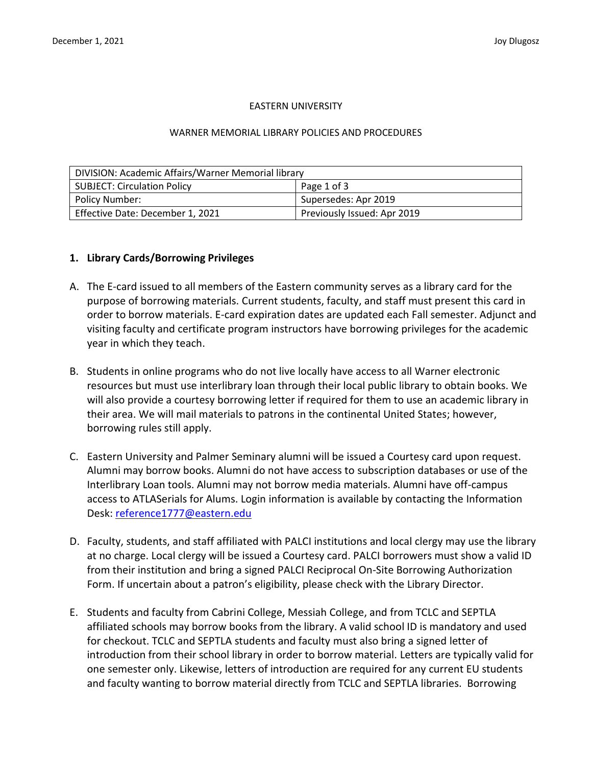EASTERN UNIVERSITY

WARNER MEMORIAL LIBRARY POLICIES AND PROCEDURES

| DIVISION: Academic Affairs/Warner Memorial library | |
|---|---|
| SUBJECT: Circulation Policy | Page 1 of 3 |
| Policy Number: | Supersedes: Apr 2019 |
| Effective Date: December 1, 2021 | Previously Issued: Apr 2019 |

## 1. Library Cards/Borrowing Privileges

A. The E-card issued to all members of the Eastern community serves as a library card for the purpose of borrowing materials. Current students, faculty, and staff must present this card in order to borrow materials. E-card expiration dates are updated each Fall semester. Adjunct and visiting faculty and certificate program instructors have borrowing privileges for the academic year in which they teach.

B. Students in online programs who do not live locally have access to all Warner electronic resources but must use interlibrary loan through their local public library to obtain books. We will also provide a courtesy borrowing letter if required for them to use an academic library in their area. We will mail materials to patrons in the continental United States; however, borrowing rules still apply.

C. Eastern University and Palmer Seminary alumni will be issued a Courtesy card upon request. Alumni may borrow books. Alumni do not have access to subscription databases or use of the Interlibrary Loan tools. Alumni may not borrow media materials. Alumni have off-campus access to ATLASerials for Alums. Login information is available by contacting the Information Desk: reference1777@eastern.edu

D. Faculty, students, and staff affiliated with PALCI institutions and local clergy may use the library at no charge. Local clergy will be issued a Courtesy card. PALCI borrowers must show a valid ID from their institution and bring a signed PALCI Reciprocal On-Site Borrowing Authorization Form. If uncertain about a patron's eligibility, please check with the Library Director.

E. Students and faculty from Cabrini College, Messiah College, and from TCLC and SEPTLA affiliated schools may borrow books from the library. A valid school ID is mandatory and used for checkout. TCLC and SEPTLA students and faculty must also bring a signed letter of introduction from their school library in order to borrow material. Letters are typically valid for one semester only. Likewise, letters of introduction are required for any current EU students and faculty wanting to borrow material directly from TCLC and SEPTLA libraries. Borrowing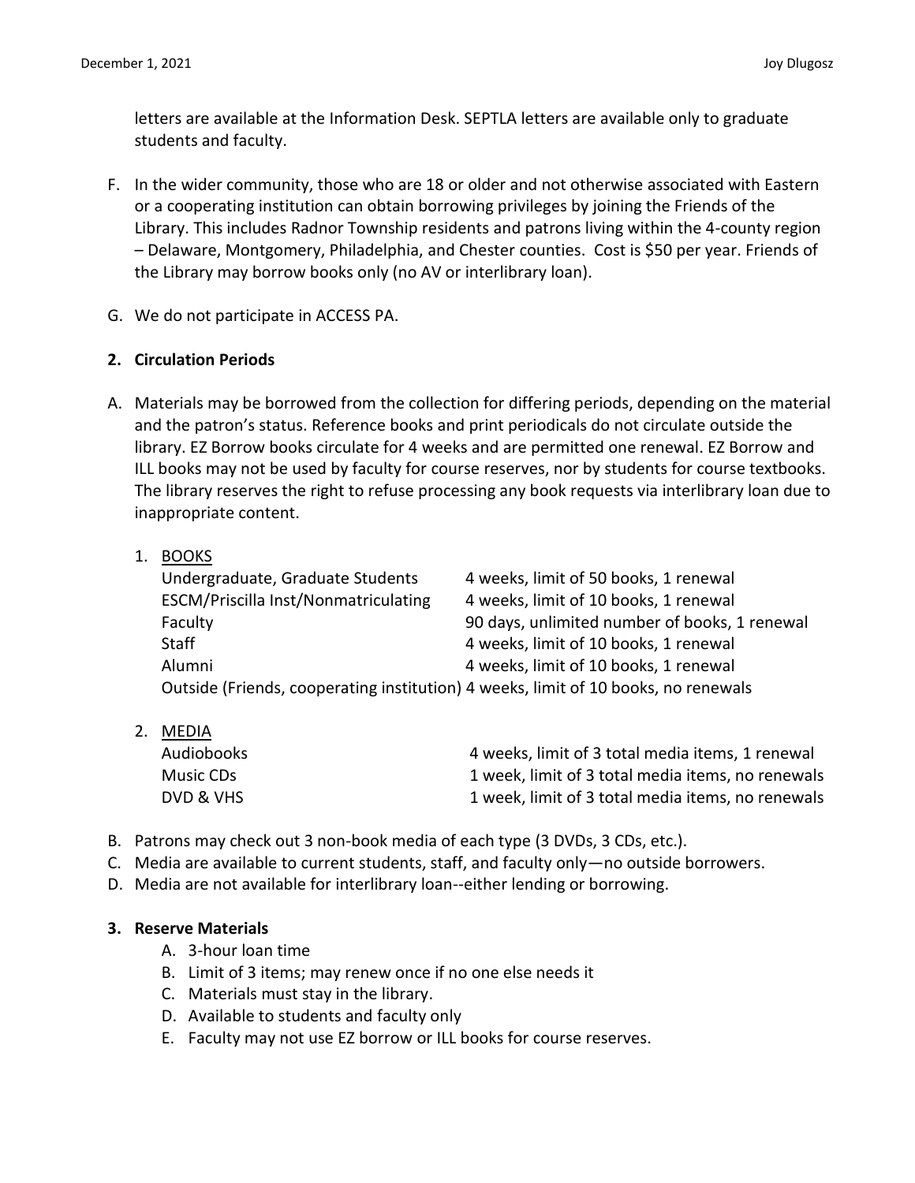letters are available at the Information Desk. SEPTLA letters are available only to graduate students and faculty.

F. In the wider community, those who are 18 or older and not otherwise associated with Eastern or a cooperating institution can obtain borrowing privileges by joining the Friends of the Library. This includes Radnor Township residents and patrons living within the 4-county region – Delaware, Montgomery, Philadelphia, and Chester counties. Cost is $50 per year. Friends of the Library may borrow books only (no AV or interlibrary loan).

G. We do not participate in ACCESS PA.

**2. Circulation Periods**

A. Materials may be borrowed from the collection for differing periods, depending on the material and the patron's status. Reference books and print periodicals do not circulate outside the library. EZ Borrow books circulate for 4 weeks and are permitted one renewal. EZ Borrow and ILL books may not be used by faculty for course reserves, nor by students for course textbooks. The library reserves the right to refuse processing any book requests via interlibrary loan due to inappropriate content.

1. BOOKS

| | |
|---|---|
| Undergraduate, Graduate Students | 4 weeks, limit of 50 books, 1 renewal |
| ESCM/Priscilla Inst/Nonmatriculating | 4 weeks, limit of 10 books, 1 renewal |
| Faculty | 90 days, unlimited number of books, 1 renewal |
| Staff | 4 weeks, limit of 10 books, 1 renewal |
| Alumni | 4 weeks, limit of 10 books, 1 renewal |
| Outside (Friends, cooperating institution) | 4 weeks, limit of 10 books, no renewals |

2. MEDIA

| | |
|---|---|
| Audiobooks | 4 weeks, limit of 3 total media items, 1 renewal |
| Music CDs | 1 week, limit of 3 total media items, no renewals |
| DVD & VHS | 1 week, limit of 3 total media items, no renewals |

B. Patrons may check out 3 non-book media of each type (3 DVDs, 3 CDs, etc.).
C. Media are available to current students, staff, and faculty only—no outside borrowers.
D. Media are not available for interlibrary loan--either lending or borrowing.

**3. Reserve Materials**

A. 3-hour loan time
B. Limit of 3 items; may renew once if no one else needs it
C. Materials must stay in the library.
D. Available to students and faculty only
E. Faculty may not use EZ borrow or ILL books for course reserves.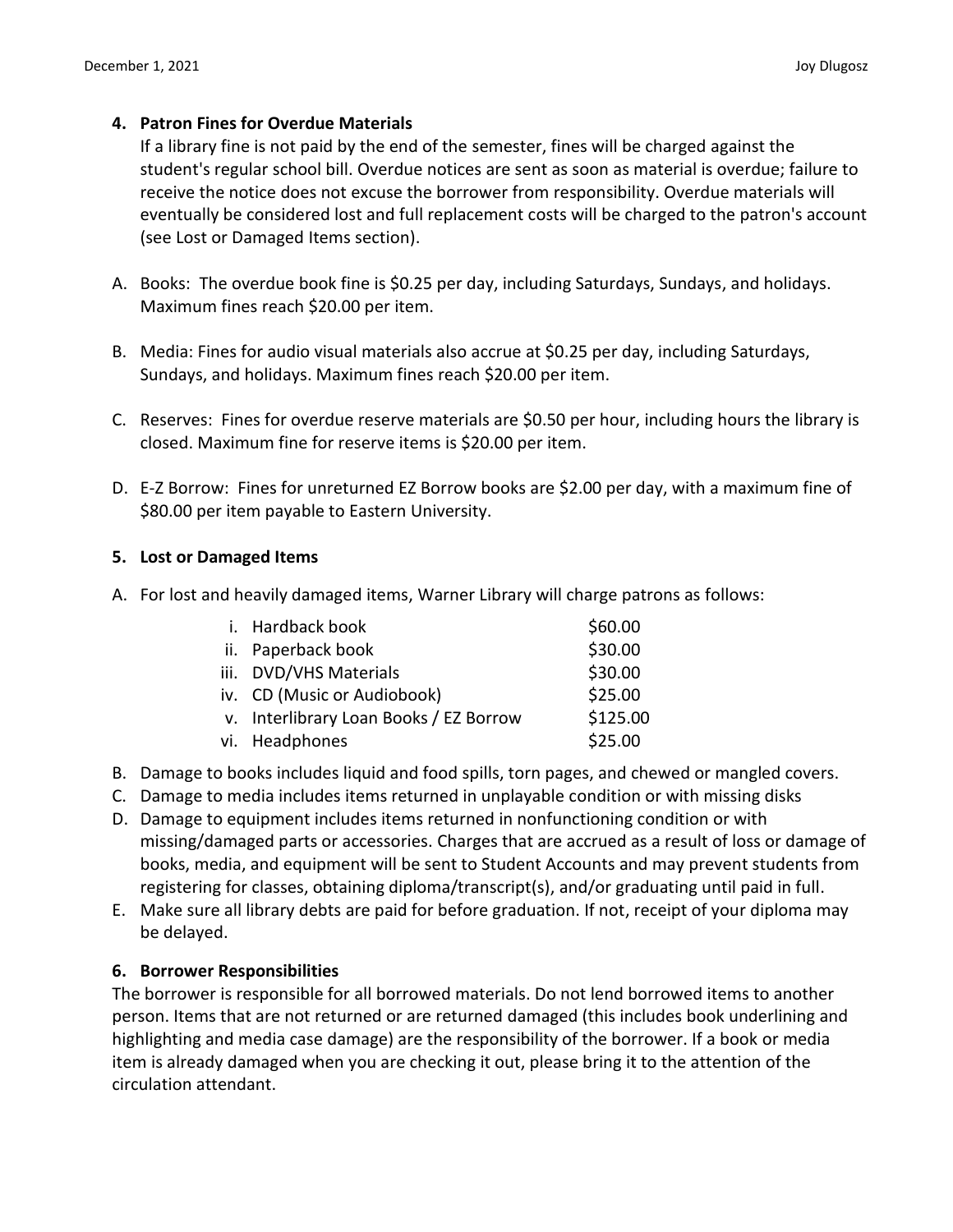### 4. Patron Fines for Overdue Materials

If a library fine is not paid by the end of the semester, fines will be charged against the student's regular school bill. Overdue notices are sent as soon as material is overdue; failure to receive the notice does not excuse the borrower from responsibility. Overdue materials will eventually be considered lost and full replacement costs will be charged to the patron's account (see Lost or Damaged Items section).

A. Books: The overdue book fine is $0.25 per day, including Saturdays, Sundays, and holidays. Maximum fines reach $20.00 per item.

B. Media: Fines for audio visual materials also accrue at $0.25 per day, including Saturdays, Sundays, and holidays. Maximum fines reach $20.00 per item.

C. Reserves: Fines for overdue reserve materials are $0.50 per hour, including hours the library is closed. Maximum fine for reserve items is $20.00 per item.

D. E-Z Borrow: Fines for unreturned EZ Borrow books are $2.00 per day, with a maximum fine of $80.00 per item payable to Eastern University.

### 5. Lost or Damaged Items

A. For lost and heavily damaged items, Warner Library will charge patrons as follows:

| | | |
|---|---|---|
| i. | Hardback book | $60.00 |
| ii. | Paperback book | $30.00 |
| iii. | DVD/VHS Materials | $30.00 |
| iv. | CD (Music or Audiobook) | $25.00 |
| v. | Interlibrary Loan Books / EZ Borrow | $125.00 |
| vi. | Headphones | $25.00 |

B. Damage to books includes liquid and food spills, torn pages, and chewed or mangled covers.

C. Damage to media includes items returned in unplayable condition or with missing disks

D. Damage to equipment includes items returned in nonfunctioning condition or with missing/damaged parts or accessories. Charges that are accrued as a result of loss or damage of books, media, and equipment will be sent to Student Accounts and may prevent students from registering for classes, obtaining diploma/transcript(s), and/or graduating until paid in full.

E. Make sure all library debts are paid for before graduation. If not, receipt of your diploma may be delayed.

### 6. Borrower Responsibilities

The borrower is responsible for all borrowed materials. Do not lend borrowed items to another person. Items that are not returned or are returned damaged (this includes book underlining and highlighting and media case damage) are the responsibility of the borrower. If a book or media item is already damaged when you are checking it out, please bring it to the attention of the circulation attendant.